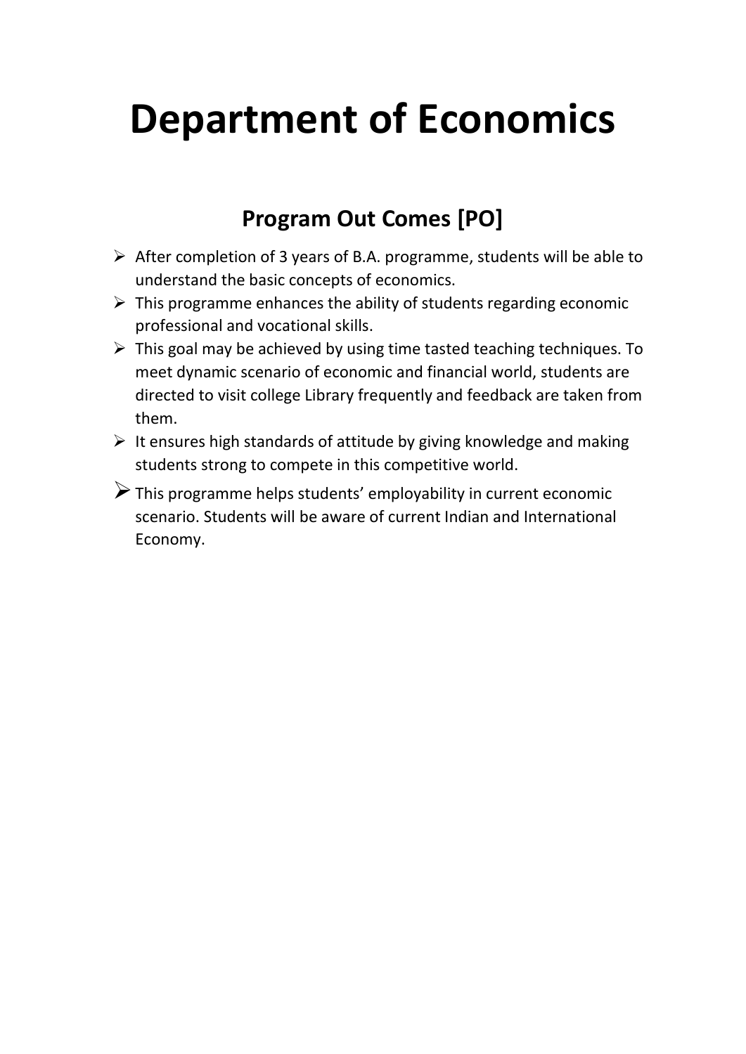# Department of Economics

## Program Out Comes [PO]

- After completion of 3 years of B.A. programme, students will be able to understand the basic concepts of economics.
- This programme enhances the ability of students regarding economic professional and vocational skills.
- This goal may be achieved by using time tasted teaching techniques. To meet dynamic scenario of economic and financial world, students are directed to visit college Library frequently and feedback are taken from them.
- It ensures high standards of attitude by giving knowledge and making students strong to compete in this competitive world.
- This programme helps students' employability in current economic scenario. Students will be aware of current Indian and International Economy.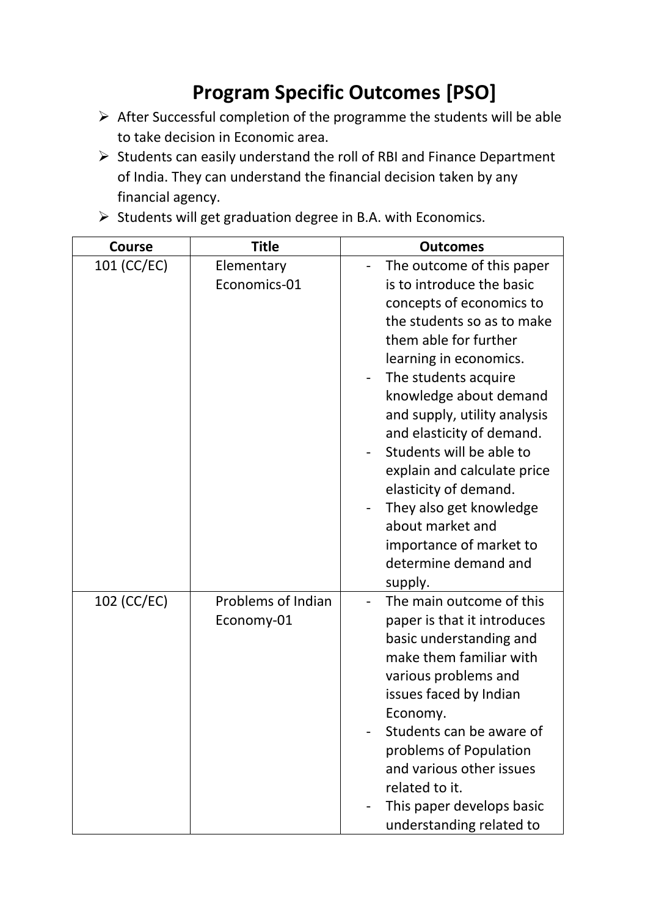# Program Specific Outcomes [PSO]

- After Successful completion of the programme the students will be able to take decision in Economic area.
- Students can easily understand the roll of RBI and Finance Department of India. They can understand the financial decision taken by any financial agency.
- Students will get graduation degree in B.A. with Economics.

| Course | Title | Outcomes |
|---|---|---|
| 101 (CC/EC) | Elementary Economics-01 | - The outcome of this paper is to introduce the basic concepts of economics to the students so as to make them able for further learning in economics.<br>- The students acquire knowledge about demand and supply, utility analysis and elasticity of demand.<br>- Students will be able to explain and calculate price elasticity of demand.<br>- They also get knowledge about market and importance of market to determine demand and supply. |
| 102 (CC/EC) | Problems of Indian Economy-01 | - The main outcome of this paper is that it introduces basic understanding and make them familiar with various problems and issues faced by Indian Economy.<br>- Students can be aware of problems of Population and various other issues related to it.<br>- This paper develops basic understanding related to |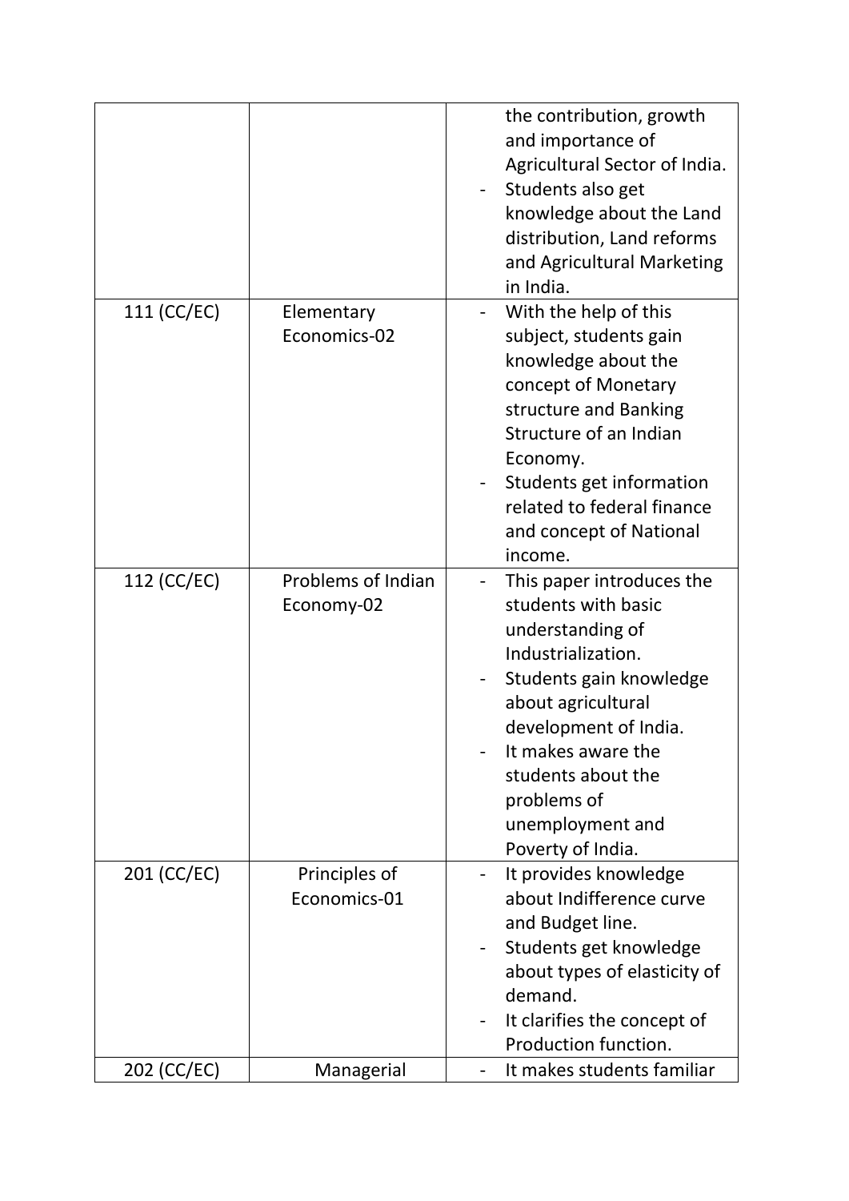| | | |
|---|---|---|
| | | - the contribution, growth and importance of Agricultural Sector of India.<br>- Students also get knowledge about the Land distribution, Land reforms and Agricultural Marketing in India. |
| 111 (CC/EC) | Elementary Economics-02 | - With the help of this subject, students gain knowledge about the concept of Monetary structure and Banking Structure of an Indian Economy.<br>- Students get information related to federal finance and concept of National income. |
| 112 (CC/EC) | Problems of Indian Economy-02 | - This paper introduces the students with basic understanding of Industrialization.<br>- Students gain knowledge about agricultural development of India.<br>- It makes aware the students about the problems of unemployment and Poverty of India. |
| 201 (CC/EC) | Principles of Economics-01 | - It provides knowledge about Indifference curve and Budget line.<br>- Students get knowledge about types of elasticity of demand.<br>- It clarifies the concept of Production function. |
| 202 (CC/EC) | Managerial | - It makes students familiar |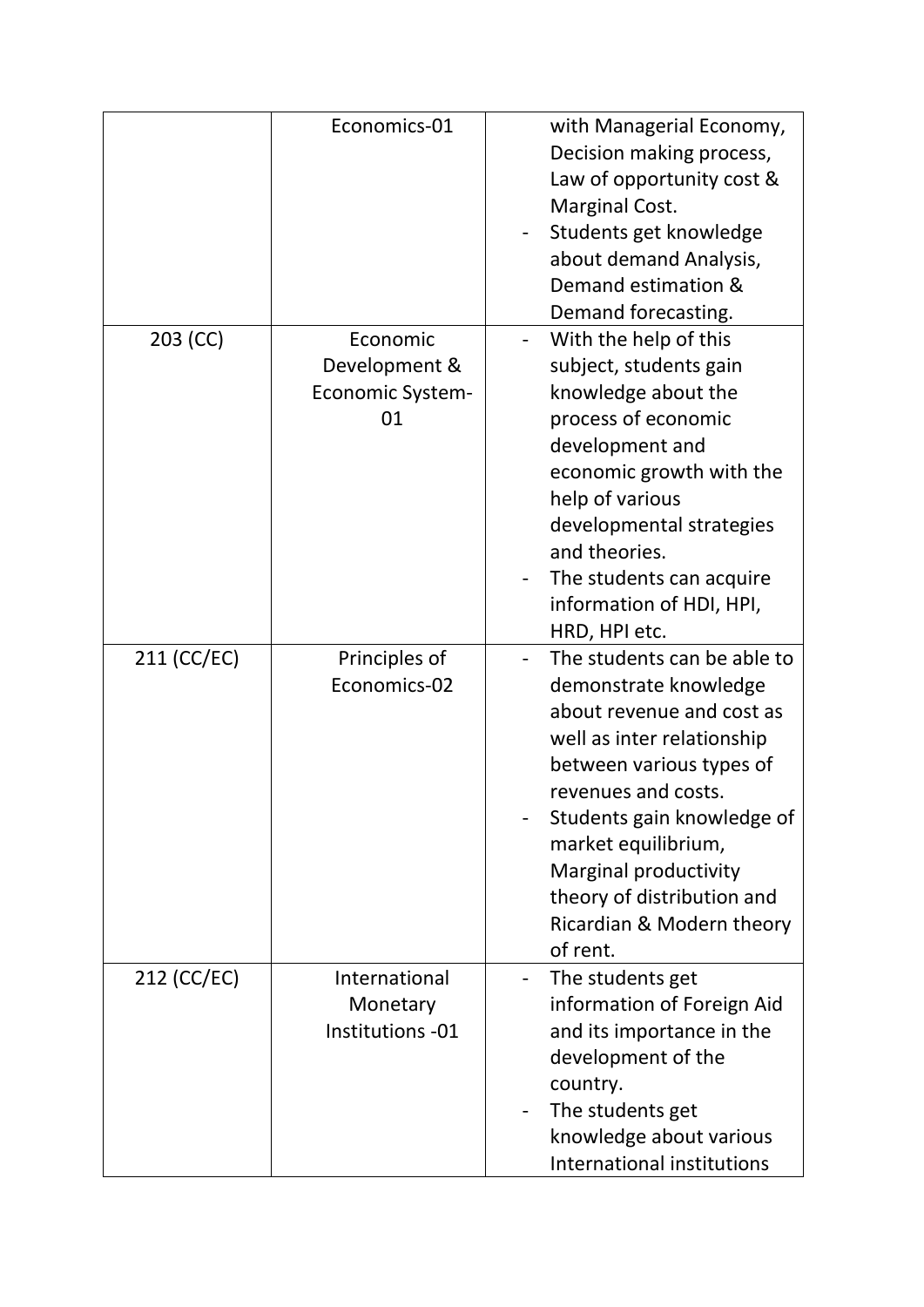|  | Economics-01 | with Managerial Economy, Decision making process, Law of opportunity cost & Marginal Cost.<br>- Students get knowledge about demand Analysis, Demand estimation & Demand forecasting. |
|---|---|---|
| 203 (CC) | Economic Development & Economic System-01 | - With the help of this subject, students gain knowledge about the process of economic development and economic growth with the help of various developmental strategies and theories.<br>- The students can acquire information of HDI, HPI, HRD, HPI etc. |
| 211 (CC/EC) | Principles of Economics-02 | - The students can be able to demonstrate knowledge about revenue and cost as well as inter relationship between various types of revenues and costs.<br>- Students gain knowledge of market equilibrium, Marginal productivity theory of distribution and Ricardian & Modern theory of rent. |
| 212 (CC/EC) | International Monetary Institutions -01 | - The students get information of Foreign Aid and its importance in the development of the country.<br>- The students get knowledge about various International institutions |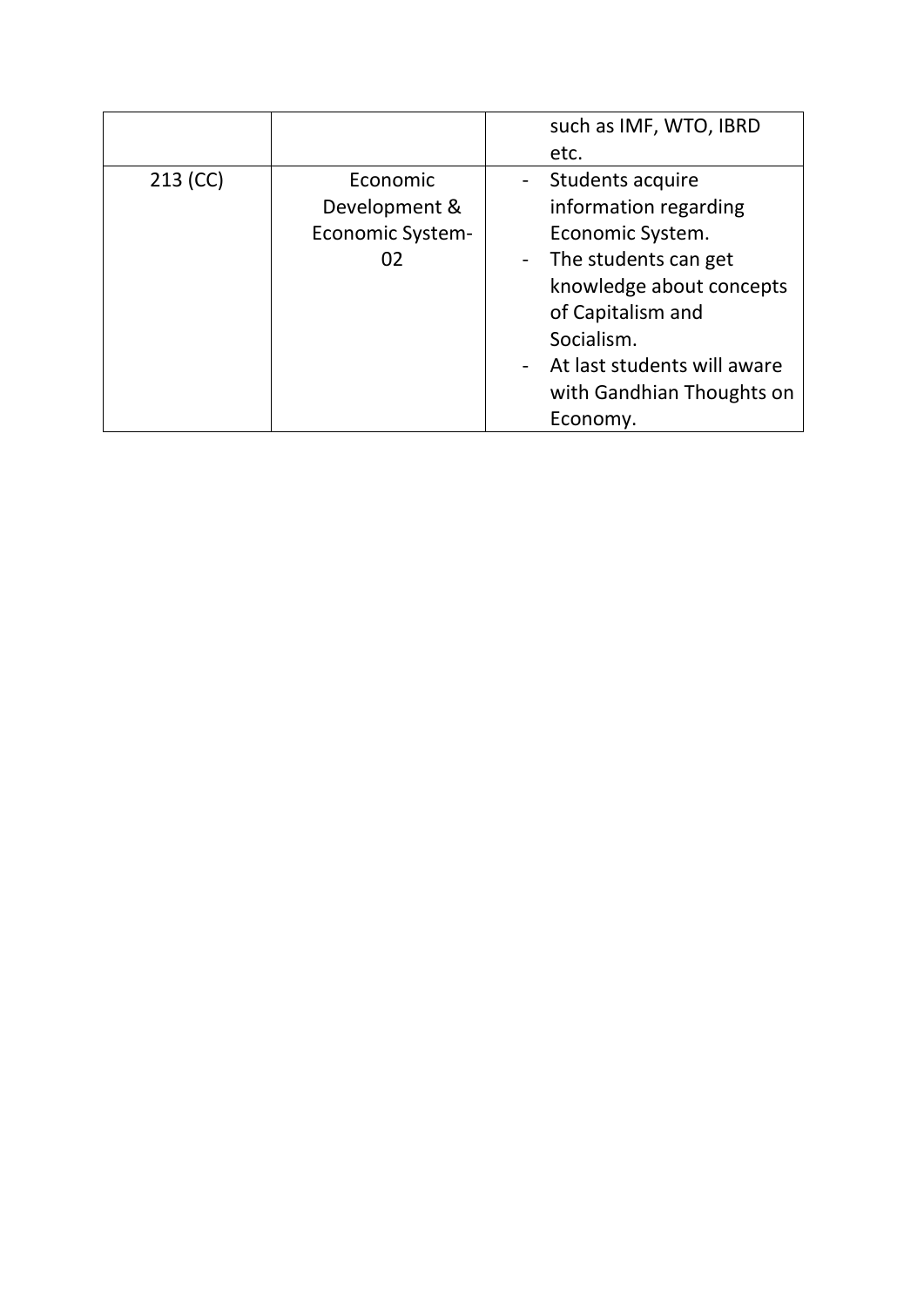| | | |
|---|---|---|
| | | such as IMF, WTO, IBRD etc. |
| 213 (CC) | Economic Development & Economic System-02 | - Students acquire information regarding Economic System.<br>- The students can get knowledge about concepts of Capitalism and Socialism.<br>- At last students will aware with Gandhian Thoughts on Economy. |